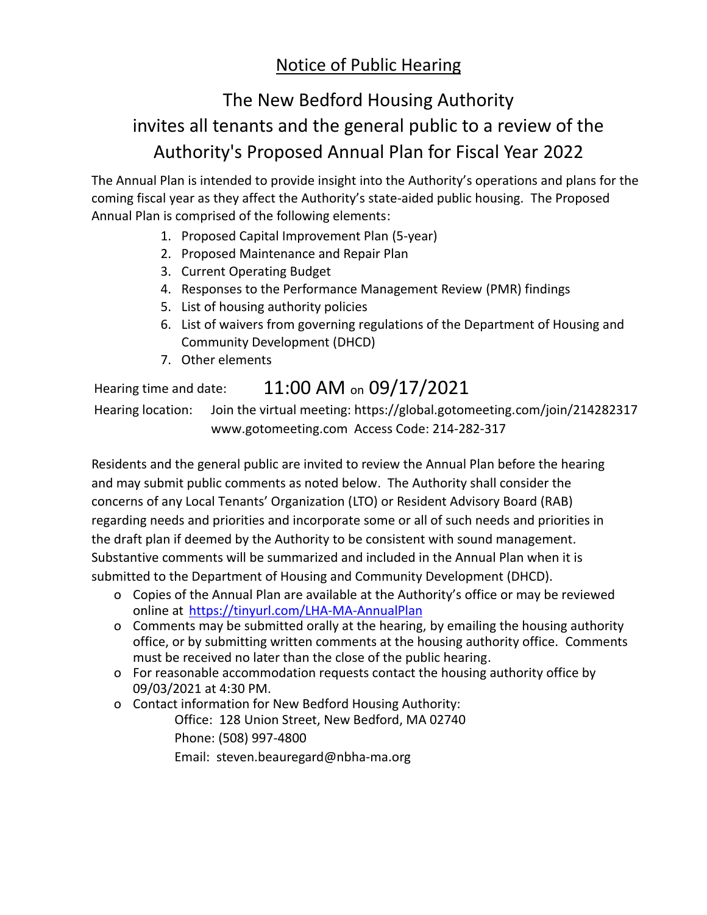# Notice of Public Hearing

## The New Bedford Housing Authority invites all tenants and the general public to a review of the Authority's Proposed Annual Plan for Fiscal Year 2022

The Annual Plan is intended to provide insight into the Authority's operations and plans for the coming fiscal year as they affect the Authority's state-aided public housing. The Proposed Annual Plan is comprised of the following elements:

1. Proposed Capital Improvement Plan (5-year)
2. Proposed Maintenance and Repair Plan
3. Current Operating Budget
4. Responses to the Performance Management Review (PMR) findings
5. List of housing authority policies
6. List of waivers from governing regulations of the Department of Housing and Community Development (DHCD)
7. Other elements

Hearing time and date: 11:00 AM on 09/17/2021

Hearing location: Join the virtual meeting: https://global.gotomeeting.com/join/214282317
www.gotomeeting.com Access Code: 214-282-317

Residents and the general public are invited to review the Annual Plan before the hearing and may submit public comments as noted below. The Authority shall consider the concerns of any Local Tenants' Organization (LTO) or Resident Advisory Board (RAB) regarding needs and priorities and incorporate some or all of such needs and priorities in the draft plan if deemed by the Authority to be consistent with sound management. Substantive comments will be summarized and included in the Annual Plan when it is submitted to the Department of Housing and Community Development (DHCD).

- Copies of the Annual Plan are available at the Authority's office or may be reviewed online at https://tinyurl.com/LHA-MA-AnnualPlan
- Comments may be submitted orally at the hearing, by emailing the housing authority office, or by submitting written comments at the housing authority office. Comments must be received no later than the close of the public hearing.
- For reasonable accommodation requests contact the housing authority office by 09/03/2021 at 4:30 PM.
- Contact information for New Bedford Housing Authority:
  - Office: 128 Union Street, New Bedford, MA 02740
  - Phone: (508) 997-4800
  - Email: steven.beauregard@nbha-ma.org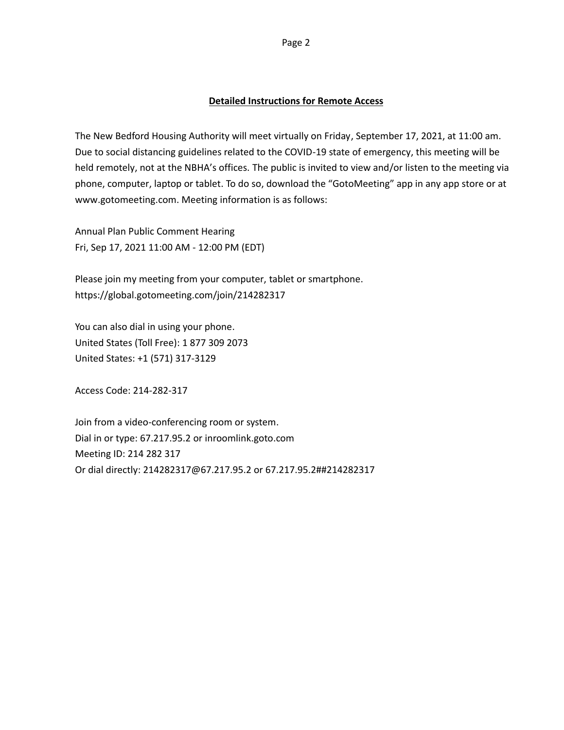## Detailed Instructions for Remote Access

The New Bedford Housing Authority will meet virtually on Friday, September 17, 2021, at 11:00 am. Due to social distancing guidelines related to the COVID-19 state of emergency, this meeting will be held remotely, not at the NBHA's offices. The public is invited to view and/or listen to the meeting via phone, computer, laptop or tablet. To do so, download the "GotoMeeting" app in any app store or at www.gotomeeting.com. Meeting information is as follows:

Annual Plan Public Comment Hearing
Fri, Sep 17, 2021 11:00 AM - 12:00 PM (EDT)

Please join my meeting from your computer, tablet or smartphone.
https://global.gotomeeting.com/join/214282317

You can also dial in using your phone.
United States (Toll Free): 1 877 309 2073
United States: +1 (571) 317-3129

Access Code: 214-282-317

Join from a video-conferencing room or system.
Dial in or type: 67.217.95.2 or inroomlink.goto.com
Meeting ID: 214 282 317
Or dial directly: 214282317@67.217.95.2 or 67.217.95.2##214282317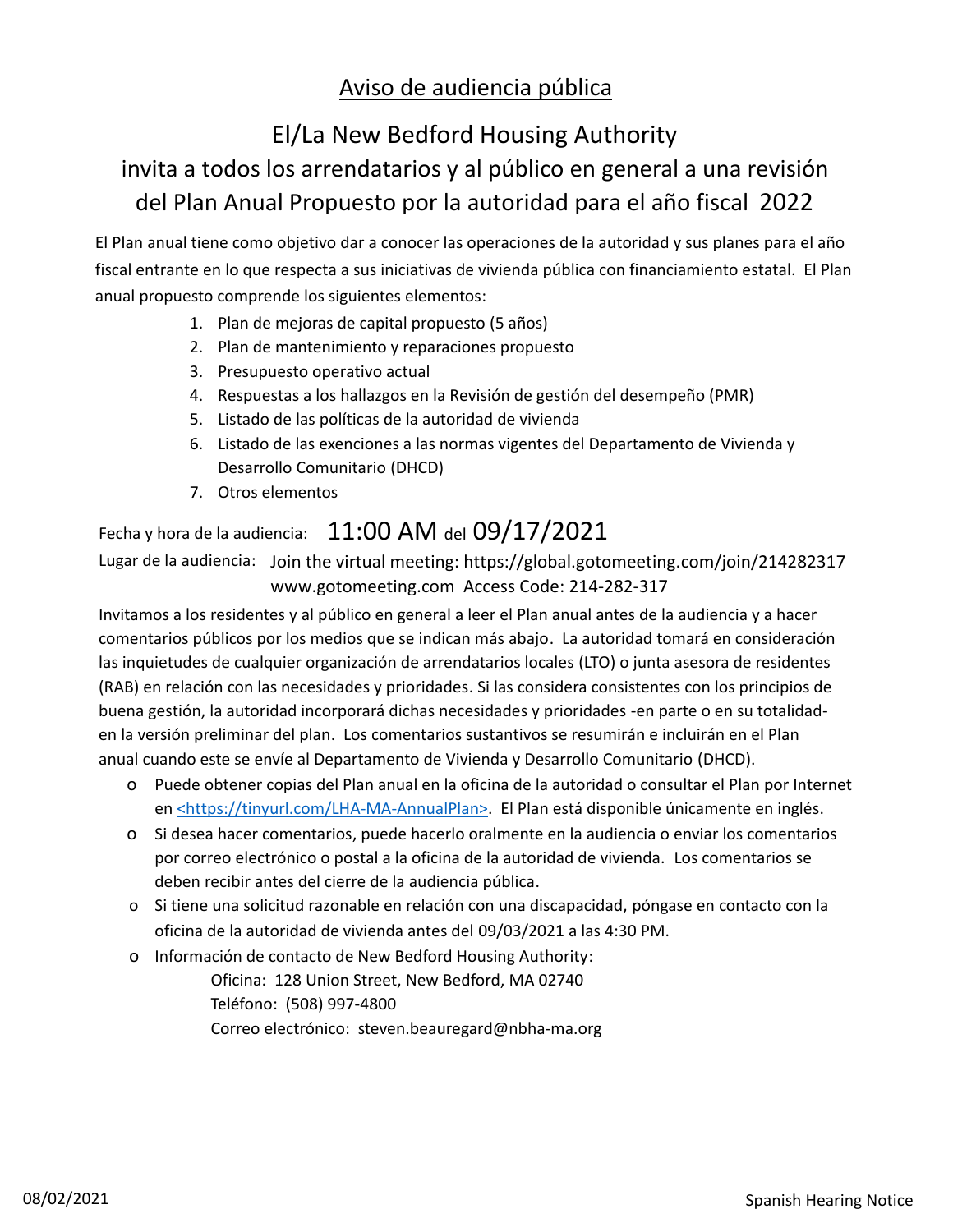# Aviso de audiencia pública

## El/La New Bedford Housing Authority invita a todos los arrendatarios y al público en general a una revisión del Plan Anual Propuesto por la autoridad para el año fiscal 2022

El Plan anual tiene como objetivo dar a conocer las operaciones de la autoridad y sus planes para el año fiscal entrante en lo que respecta a sus iniciativas de vivienda pública con financiamiento estatal. El Plan anual propuesto comprende los siguientes elementos:

1. Plan de mejoras de capital propuesto (5 años)
2. Plan de mantenimiento y reparaciones propuesto
3. Presupuesto operativo actual
4. Respuestas a los hallazgos en la Revisión de gestión del desempeño (PMR)
5. Listado de las políticas de la autoridad de vivienda
6. Listado de las exenciones a las normas vigentes del Departamento de Vivienda y Desarrollo Comunitario (DHCD)
7. Otros elementos

Fecha y hora de la audiencia: **11:00 AM del 09/17/2021**

Lugar de la audiencia: Join the virtual meeting: https://global.gotomeeting.com/join/214282317
www.gotomeeting.com Access Code: 214-282-317

Invitamos a los residentes y al público en general a leer el Plan anual antes de la audiencia y a hacer comentarios públicos por los medios que se indican más abajo. La autoridad tomará en consideración las inquietudes de cualquier organización de arrendatarios locales (LTO) o junta asesora de residentes (RAB) en relación con las necesidades y prioridades. Si las considera consistentes con los principios de buena gestión, la autoridad incorporará dichas necesidades y prioridades -en parte o en su totalidad- en la versión preliminar del plan. Los comentarios sustantivos se resumirán e incluirán en el Plan anual cuando este se envíe al Departamento de Vivienda y Desarrollo Comunitario (DHCD).

- Puede obtener copias del Plan anual en la oficina de la autoridad o consultar el Plan por Internet en <https://tinyurl.com/LHA-MA-AnnualPlan>. El Plan está disponible únicamente en inglés.
- Si desea hacer comentarios, puede hacerlo oralmente en la audiencia o enviar los comentarios por correo electrónico o postal a la oficina de la autoridad de vivienda. Los comentarios se deben recibir antes del cierre de la audiencia pública.
- Si tiene una solicitud razonable en relación con una discapacidad, póngase en contacto con la oficina de la autoridad de vivienda antes del 09/03/2021 a las 4:30 PM.
- Información de contacto de New Bedford Housing Authority:
  - Oficina: 128 Union Street, New Bedford, MA 02740
  - Teléfono: (508) 997-4800
  - Correo electrónico: steven.beauregard@nbha-ma.org

08/02/2021 Spanish Hearing Notice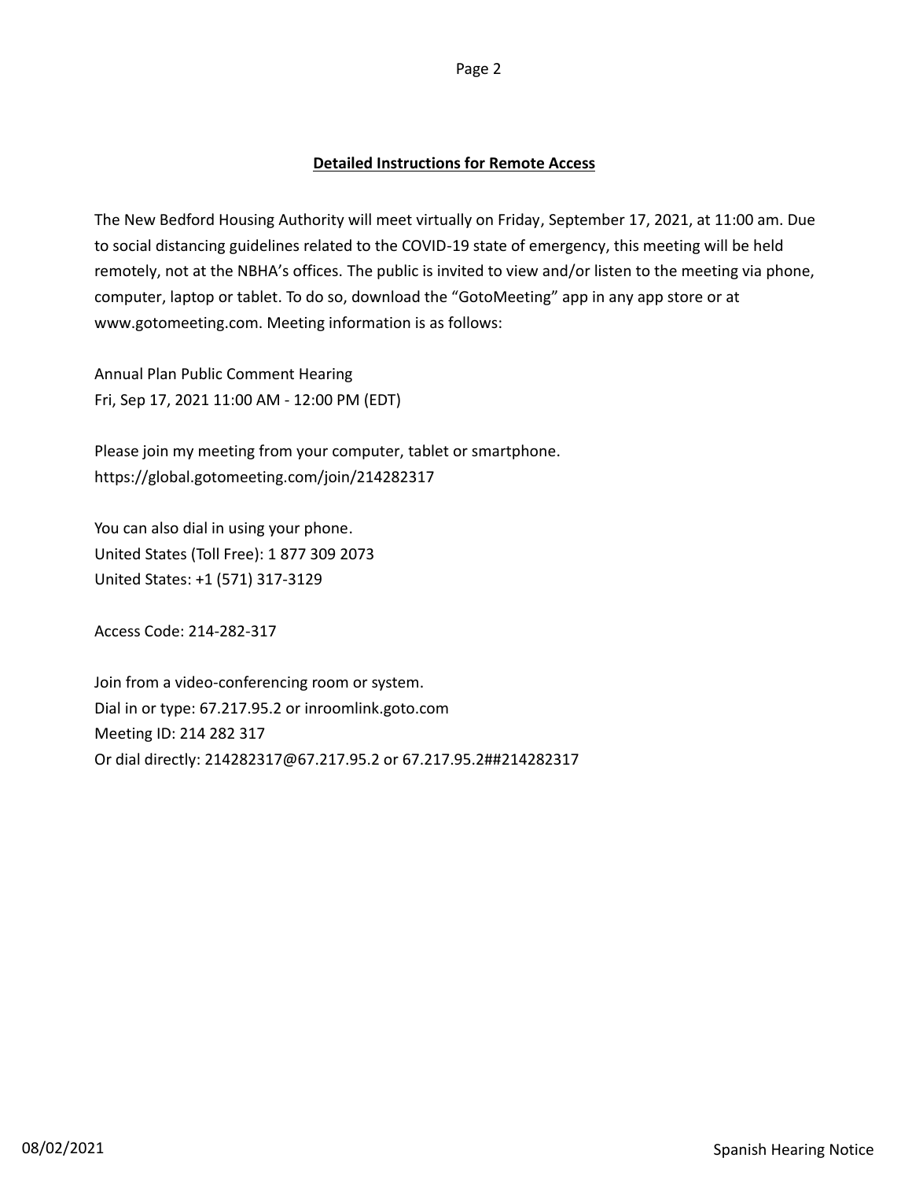## Detailed Instructions for Remote Access

The New Bedford Housing Authority will meet virtually on Friday, September 17, 2021, at 11:00 am. Due to social distancing guidelines related to the COVID-19 state of emergency, this meeting will be held remotely, not at the NBHA's offices. The public is invited to view and/or listen to the meeting via phone, computer, laptop or tablet. To do so, download the "GotoMeeting" app in any app store or at www.gotomeeting.com. Meeting information is as follows:

Annual Plan Public Comment Hearing
Fri, Sep 17, 2021 11:00 AM - 12:00 PM (EDT)

Please join my meeting from your computer, tablet or smartphone.
https://global.gotomeeting.com/join/214282317

You can also dial in using your phone.
United States (Toll Free): 1 877 309 2073
United States: +1 (571) 317-3129

Access Code: 214-282-317

Join from a video-conferencing room or system.
Dial in or type: 67.217.95.2 or inroomlink.goto.com
Meeting ID: 214 282 317
Or dial directly: 214282317@67.217.95.2 or 67.217.95.2##214282317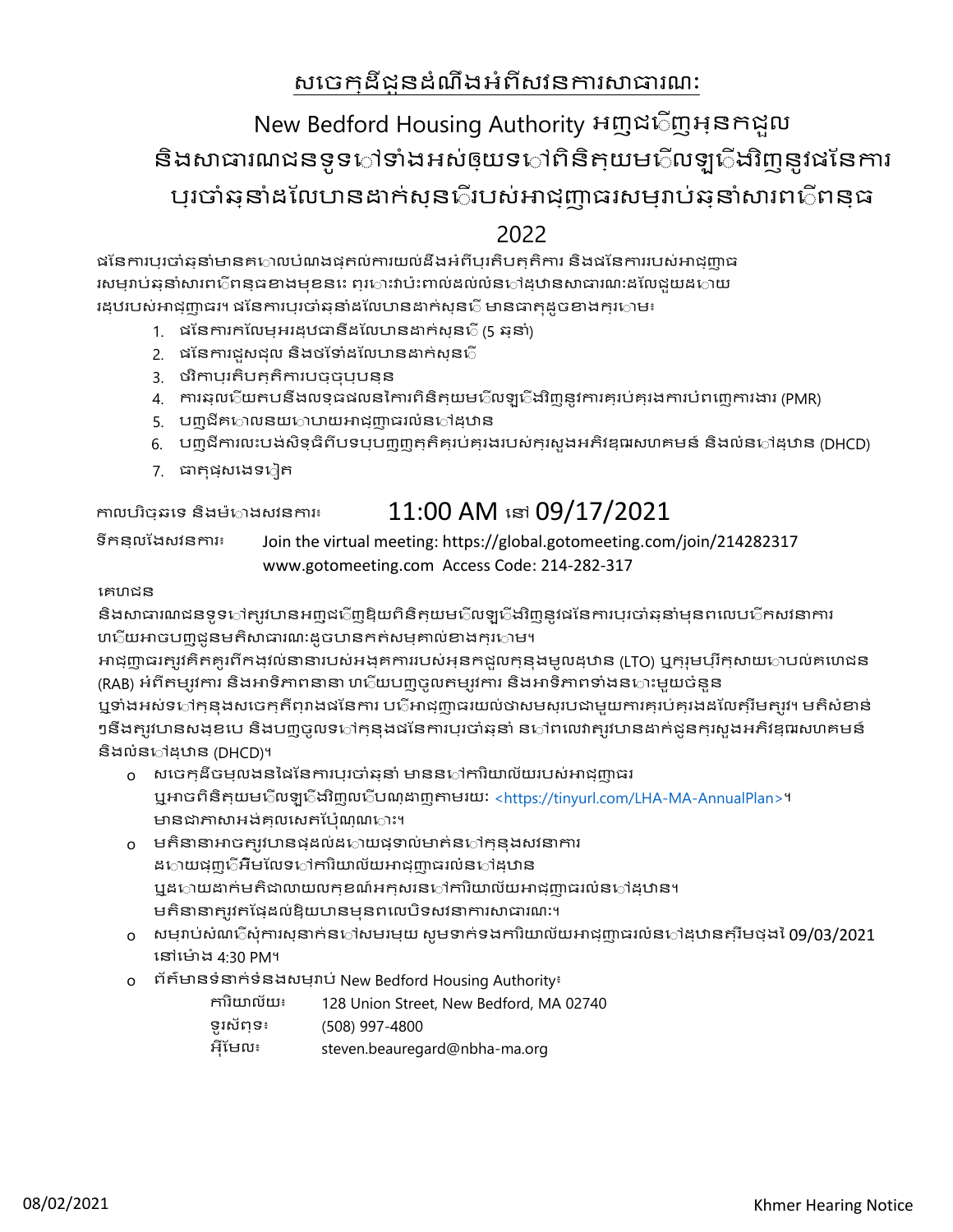# សេចក្តីជូនដំណឹងអំពីសវនាការសាធារណៈ

## New Bedford Housing Authority អញ្ជើញអ្នកជួល និងសាធារណជនទូទៅទាំងអស់ឲ្យទៅពិនិត្យមើលឡើងវិញនូវផែនការប្រចាំឆ្នាំដែលបានដាក់ស្នើរបស់អាជ្ញាធរសម្រាប់ឆ្នាំសារពើពន្ធ 2022

ផែនការប្រចាំឆ្នាំមានគោលបំណងផ្តល់ការយល់ដឹងអំពីប្រតិបត្តិការ និងផែនការរបស់អាជ្ញាធរសម្រាប់ឆ្នាំសារពើពន្ធខាងមុខនេះ ព្រោះវាប៉ះពាល់ដល់លំនៅដ្ឋានសាធារណៈដែលជួយដោយរដ្ឋរបស់អាជ្ញាធរ។ ផែនការប្រចាំឆ្នាំដែលបានដាក់ស្នើ មានធាតុដូចខាងក្រោម៖

1. ផែនការកែលម្អរដ្ឋធានីដែលបានដាក់ស្នើ (5 ឆ្នាំ)
2. ផែនការជួសជុល និងថែទាំដែលបានដាក់ស្នើ
3. ថវិកាប្រតិបត្តិការបច្ចុប្បន្ន
4. ការឆ្លើយតបនឹងលទ្ធផលនៃការពិនិត្យមើលឡើងវិញនូវការគ្រប់គ្រងការបំពេញការងារ (PMR)
5. បញ្ជីគោលនយោបាយអាជ្ញាធរលំនៅដ្ឋាន
6. បញ្ជីការលះបង់សិទ្ធិពីបទប្បញ្ញត្តិគ្រប់គ្រងរបស់ក្រសួងអភិវឌ្ឍសហគមន៍ និងលំនៅដ្ឋាន (DHCD)
7. ធាតុផ្សេងទៀត

កាលបរិច្ឆេទ និងម៉ោងសវនាការ៖ **11:00 AM នៅ 09/17/2021**

ទីកន្លែងសវនាការ៖ Join the virtual meeting: https://global.gotomeeting.com/join/214282317 www.gotomeeting.com Access Code: 214-282-317

គេហជន

និងសាធារណជនទូទៅគួរបានអញ្ជើញឱ្យពិនិត្យមើលឡើងវិញនូវផែនការប្រចាំឆ្នាំមុនពេលបើកសវនាការ ហើយអាចបញ្ជូនមតិសាធារណៈដូចបានកត់សម្គាល់ខាងក្រោម។

អាជ្ញាធរគួរតែគិតគូរពីកង្វល់នានារបស់អង្គការរបស់អ្នកជួលក្នុងមូលដ្ឋាន (LTO) ឬក្រុមប្រឹក្សាយោបល់គេហជន (RAB) អំពីតម្រូវការ និងអាទិភាពនានា ហើយបញ្ចូលតម្រូវការ និងអាទិភាពទាំងនោះមួយចំនួន ឬទាំងអស់ទៅក្នុងសេចក្តីព្រាងផែនការ បើអាជ្ញាធរយល់ថាសមស្របជាមួយការគ្រប់គ្រងដែលត្រឹមត្រូវ។ មតិសំខាន់ៗនឹងគួរបានសង្ខេប និងបញ្ចូលទៅក្នុងផែនការប្រចាំឆ្នាំ នៅពេលវាគួរបានដាក់ជូនក្រសួងអភិវឌ្ឍសហគមន៍ និងលំនៅដ្ឋាន (DHCD)។

- សេចក្តីចម្លងនៃផែនការប្រចាំឆ្នាំ មាននៅការិយាល័យរបស់អាជ្ញាធរ ឬអាចពិនិត្យមើលឡើងវិញលើបណ្តាញតាមរយៈ <https://tinyurl.com/LHA-MA-AnnualPlan>។ មានជាភាសាអង់គ្លេសតែប៉ុណ្ណោះ។
- មតិនានាអាចគួរបានផ្តល់ដោយផ្ទាល់មាត់នៅក្នុងសវនាការ ដោយផ្ញើអ៊ីមែលទៅការិយាល័យអាជ្ញាធរលំនៅដ្ឋាន ឬដោយដាក់មតិជាលាយលក្ខណ៍អក្សរនៅការិយាល័យអាជ្ញាធរលំនៅដ្ឋាន។ មតិនានាគួរតែផ្តល់ឱ្យបានមុនពេលបិទសវនាការសាធារណៈ។
- សម្រាប់សំណើសុំការស្នាក់នៅសមរម្យ សូមទាក់ទងការិយាល័យអាជ្ញាធរលំនៅដ្ឋានត្រឹមថ្ងៃ 09/03/2021 នៅម៉ោង 4:30 PM។
- ព័ត៌មានទំនាក់ទំនងសម្រាប់ New Bedford Housing Authority៖

| | |
|---|---|
| ការិយាល័យ៖ | 128 Union Street, New Bedford, MA 02740 |
| ទូរស័ព្ទ៖ | (508) 997-4800 |
| អ៊ីមែល៖ | steven.beauregard@nbha-ma.org |

08/02/2021 Khmer Hearing Notice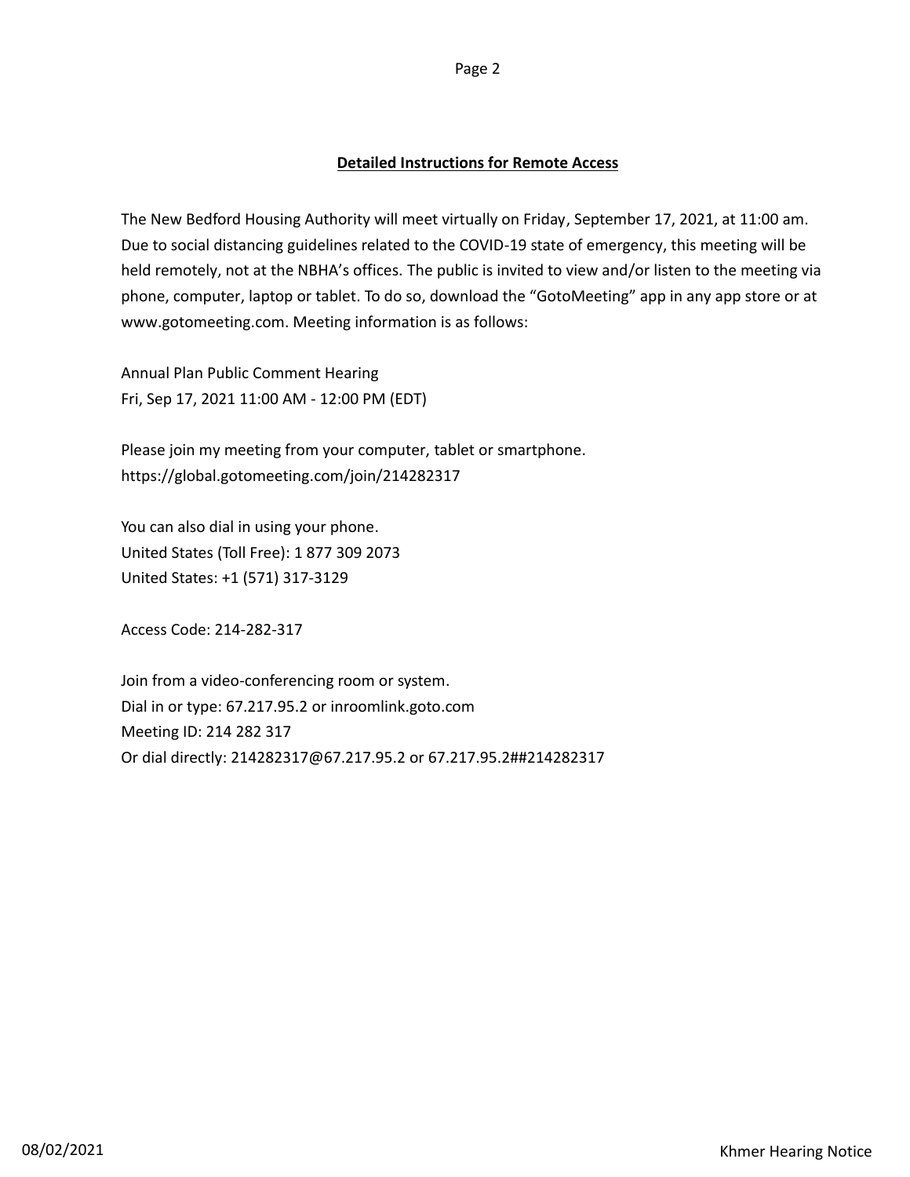## Detailed Instructions for Remote Access

The New Bedford Housing Authority will meet virtually on Friday, September 17, 2021, at 11:00 am. Due to social distancing guidelines related to the COVID-19 state of emergency, this meeting will be held remotely, not at the NBHA's offices. The public is invited to view and/or listen to the meeting via phone, computer, laptop or tablet. To do so, download the "GotoMeeting" app in any app store or at www.gotomeeting.com. Meeting information is as follows:

Annual Plan Public Comment Hearing
Fri, Sep 17, 2021 11:00 AM - 12:00 PM (EDT)

Please join my meeting from your computer, tablet or smartphone.
https://global.gotomeeting.com/join/214282317

You can also dial in using your phone.
United States (Toll Free): 1 877 309 2073
United States: +1 (571) 317-3129

Access Code: 214-282-317

Join from a video-conferencing room or system.
Dial in or type: 67.217.95.2 or inroomlink.goto.com
Meeting ID: 214 282 317
Or dial directly: 214282317@67.217.95.2 or 67.217.95.2##214282317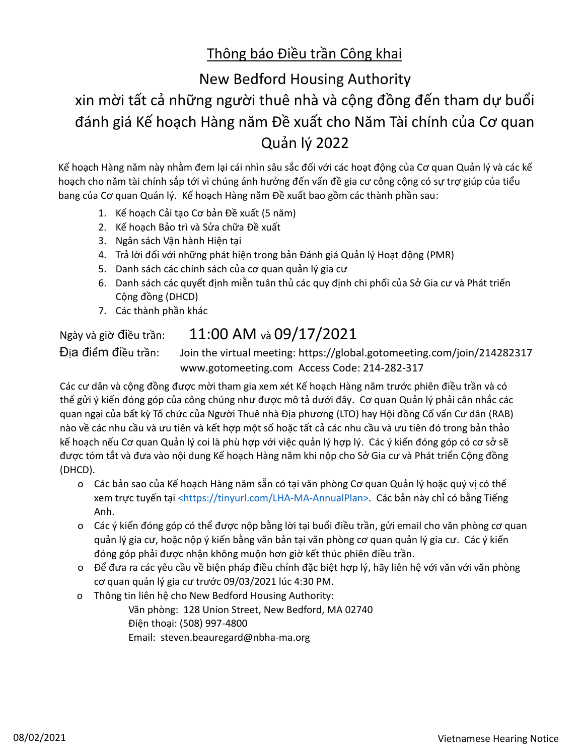# Thông báo Điều trần Công khai

## New Bedford Housing Authority

## xin mời tất cả những người thuê nhà và cộng đồng đến tham dự buổi đánh giá Kế hoạch Hàng năm Đề xuất cho Năm Tài chính của Cơ quan Quản lý 2022

Kế hoạch Hàng năm này nhằm đem lại cái nhìn sâu sắc đối với các hoạt động của Cơ quan Quản lý và các kế hoạch cho năm tài chính sắp tới vì chúng ảnh hưởng đến vấn đề gia cư công cộng có sự trợ giúp của tiểu bang của Cơ quan Quản lý. Kế hoạch Hàng năm Đề xuất bao gồm các thành phần sau:

1. Kế hoạch Cải tạo Cơ bản Đề xuất (5 năm)
2. Kế hoạch Bảo trì và Sửa chữa Đề xuất
3. Ngân sách Vận hành Hiện tại
4. Trả lời đối với những phát hiện trong bản Đánh giá Quản lý Hoạt động (PMR)
5. Danh sách các chính sách của cơ quan quản lý gia cư
6. Danh sách các quyết định miễn tuân thủ các quy định chi phối của Sở Gia cư và Phát triển Cộng đồng (DHCD)
7. Các thành phần khác

Ngày và giờ điều trần: 11:00 AM và 09/17/2021

Địa điểm điều trần: Join the virtual meeting: https://global.gotomeeting.com/join/214282317
www.gotomeeting.com Access Code: 214-282-317

Các cư dân và cộng đồng được mời tham gia xem xét Kế hoạch Hàng năm trước phiên điều trần và có thể gửi ý kiến đóng góp của công chúng như được mô tả dưới đây. Cơ quan Quản lý phải cân nhắc các quan ngại của bất kỳ Tổ chức của Người Thuê nhà Địa phương (LTO) hay Hội đồng Cố vấn Cư dân (RAB) nào về các nhu cầu và ưu tiên và kết hợp một số hoặc tất cả các nhu cầu và ưu tiên đó trong bản thảo kế hoạch nếu Cơ quan Quản lý coi là phù hợp với việc quản lý hợp lý. Các ý kiến đóng góp có cơ sở sẽ được tóm tắt và đưa vào nội dung Kế hoạch Hàng năm khi nộp cho Sở Gia cư và Phát triển Cộng đồng (DHCD).

- Các bản sao của Kế hoạch Hàng năm sẵn có tại văn phòng Cơ quan Quản lý hoặc quý vị có thể xem trực tuyến tại <https://tinyurl.com/LHA-MA-AnnualPlan>. Các bản này chỉ có bằng Tiếng Anh.
- Các ý kiến đóng góp có thể được nộp bằng lời tại buổi điều trần, gửi email cho văn phòng cơ quan quản lý gia cư, hoặc nộp ý kiến bằng văn bản tại văn phòng cơ quan quản lý gia cư. Các ý kiến đóng góp phải được nhận không muộn hơn giờ kết thúc phiên điều trần.
- Để đưa ra các yêu cầu về biện pháp điều chỉnh đặc biệt hợp lý, hãy liên hệ với văn với văn phòng cơ quan quản lý gia cư trước 09/03/2021 lúc 4:30 PM.
- Thông tin liên hệ cho New Bedford Housing Authority:
  - Văn phòng: 128 Union Street, New Bedford, MA 02740
  - Điện thoại: (508) 997-4800
  - Email: steven.beauregard@nbha-ma.org

08/02/2021 Vietnamese Hearing Notice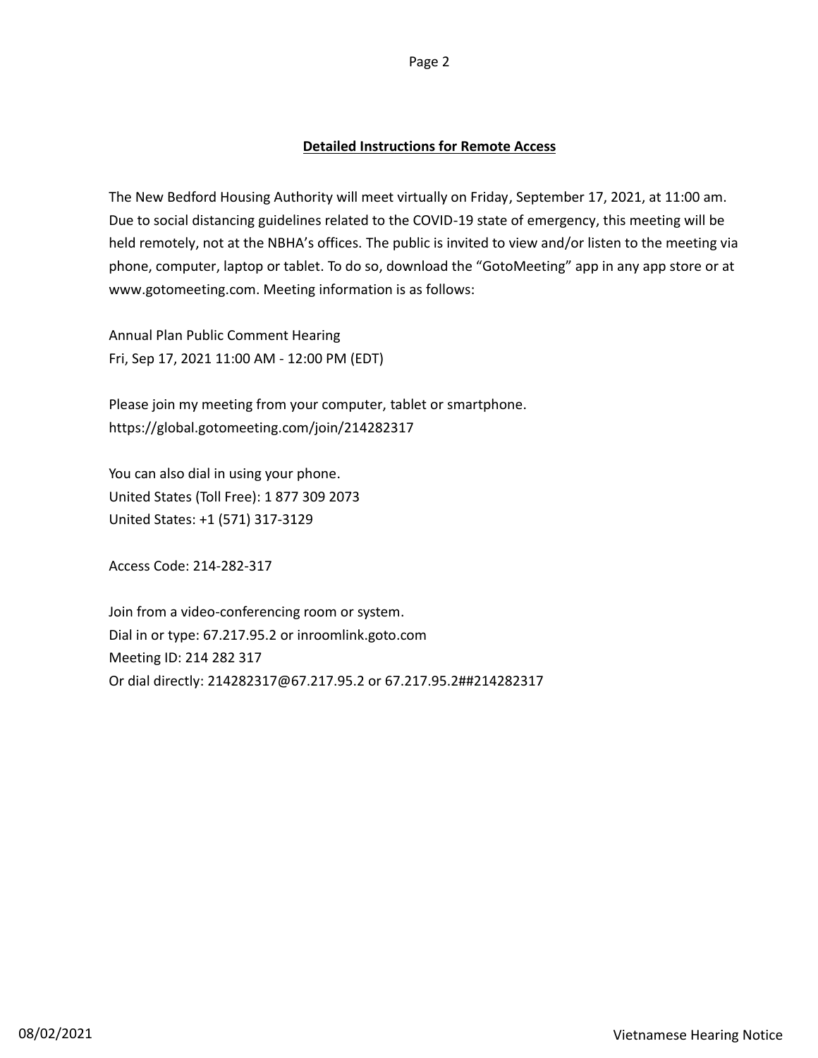## Detailed Instructions for Remote Access

The New Bedford Housing Authority will meet virtually on Friday, September 17, 2021, at 11:00 am. Due to social distancing guidelines related to the COVID-19 state of emergency, this meeting will be held remotely, not at the NBHA's offices. The public is invited to view and/or listen to the meeting via phone, computer, laptop or tablet. To do so, download the "GotoMeeting" app in any app store or at www.gotomeeting.com. Meeting information is as follows:

Annual Plan Public Comment Hearing
Fri, Sep 17, 2021 11:00 AM - 12:00 PM (EDT)

Please join my meeting from your computer, tablet or smartphone.
https://global.gotomeeting.com/join/214282317

You can also dial in using your phone.
United States (Toll Free): 1 877 309 2073
United States: +1 (571) 317-3129

Access Code: 214-282-317

Join from a video-conferencing room or system.
Dial in or type: 67.217.95.2 or inroomlink.goto.com
Meeting ID: 214 282 317
Or dial directly: 214282317@67.217.95.2 or 67.217.95.2##214282317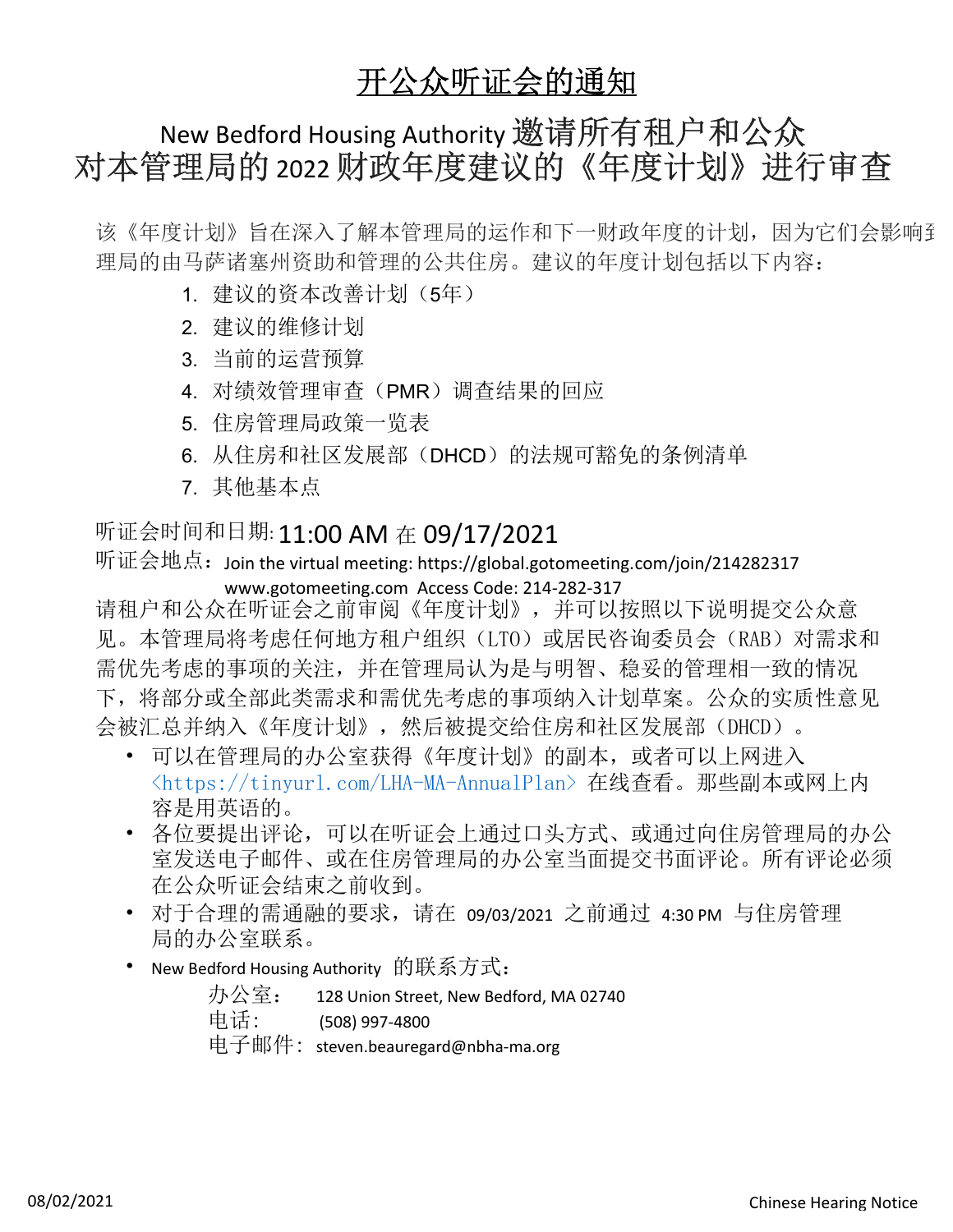# 开公众听证会的通知

## New Bedford Housing Authority 邀请所有租户和公众对本管理局的 2022 财政年度建议的《年度计划》进行审查

该《年度计划》旨在深入了解本管理局的运作和下一财政年度的计划，因为它们会影响到理局的由马萨诸塞州资助和管理的公共住房。建议的年度计划包括以下内容：

1. 建议的资本改善计划（5年）
2. 建议的维修计划
3. 当前的运营预算
4. 对绩效管理审查（PMR）调查结果的回应
5. 住房管理局政策一览表
6. 从住房和社区发展部（DHCD）的法规可豁免的条例清单
7. 其他基本点

听证会时间和日期: 11:00 AM 在 09/17/2021

听证会地点：Join the virtual meeting: https://global.gotomeeting.com/join/214282317
www.gotomeeting.com Access Code: 214-282-317

请租户和公众在听证会之前审阅《年度计划》，并可以按照以下说明提交公众意见。本管理局将考虑任何地方租户组织（LTO）或居民咨询委员会（RAB）对需求和需优先考虑的事项的关注，并在管理局认为是与明智、稳妥的管理相一致的情况下，将部分或全部此类需求和需优先考虑的事项纳入计划草案。公众的实质性意见会被汇总并纳入《年度计划》，然后被提交给住房和社区发展部（DHCD）。

- 可以在管理局的办公室获得《年度计划》的副本，或者可以上网进入 <https://tinyurl.com/LHA-MA-AnnualPlan> 在线查看。那些副本或网上内容是用英语的。
- 各位要提出评论，可以在听证会上通过口头方式、或通过向住房管理局的办公室发送电子邮件、或在住房管理局的办公室当面提交书面评论。所有评论必须在公众听证会结束之前收到。
- 对于合理的需通融的要求，请在 09/03/2021 之前通过 4:30 PM 与住房管理局的办公室联系。
- New Bedford Housing Authority 的联系方式：
  - 办公室： 128 Union Street, New Bedford, MA 02740
  - 电话： (508) 997-4800
  - 电子邮件： steven.beauregard@nbha-ma.org

08/02/2021 Chinese Hearing Notice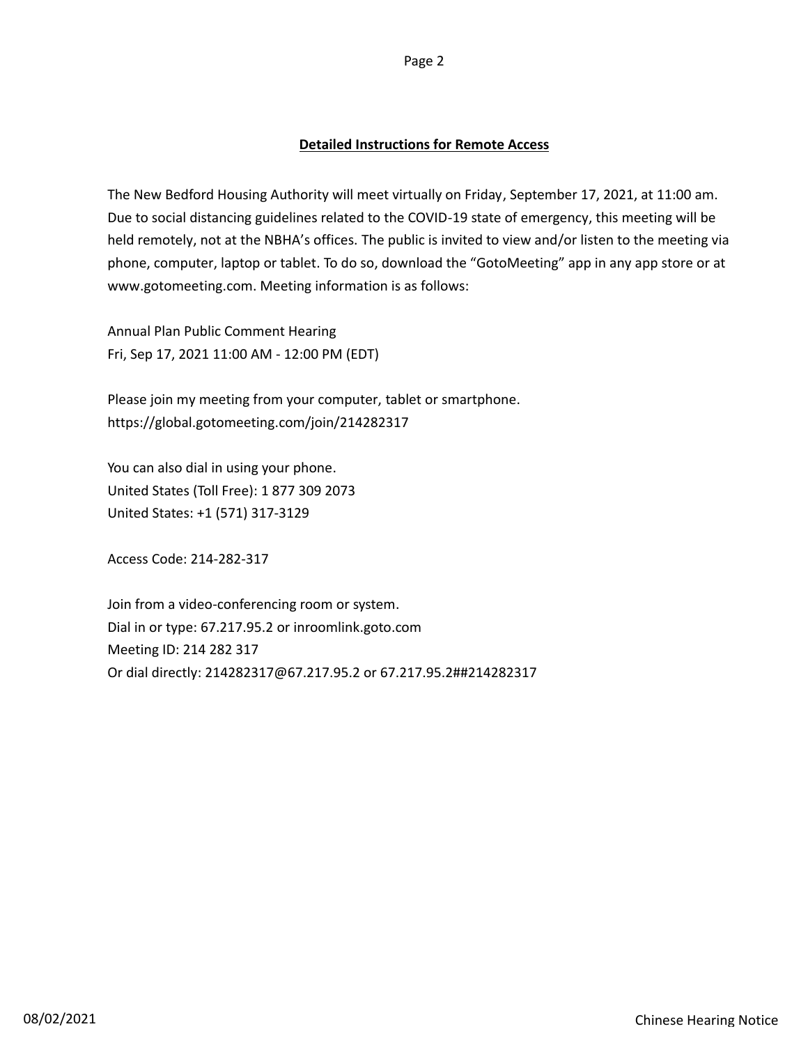## Detailed Instructions for Remote Access

The New Bedford Housing Authority will meet virtually on Friday, September 17, 2021, at 11:00 am. Due to social distancing guidelines related to the COVID-19 state of emergency, this meeting will be held remotely, not at the NBHA's offices. The public is invited to view and/or listen to the meeting via phone, computer, laptop or tablet. To do so, download the "GotoMeeting" app in any app store or at www.gotomeeting.com. Meeting information is as follows:

Annual Plan Public Comment Hearing
Fri, Sep 17, 2021 11:00 AM - 12:00 PM (EDT)

Please join my meeting from your computer, tablet or smartphone.
https://global.gotomeeting.com/join/214282317

You can also dial in using your phone.
United States (Toll Free): 1 877 309 2073
United States: +1 (571) 317-3129

Access Code: 214-282-317

Join from a video-conferencing room or system.
Dial in or type: 67.217.95.2 or inroomlink.goto.com
Meeting ID: 214 282 317
Or dial directly: 214282317@67.217.95.2 or 67.217.95.2##214282317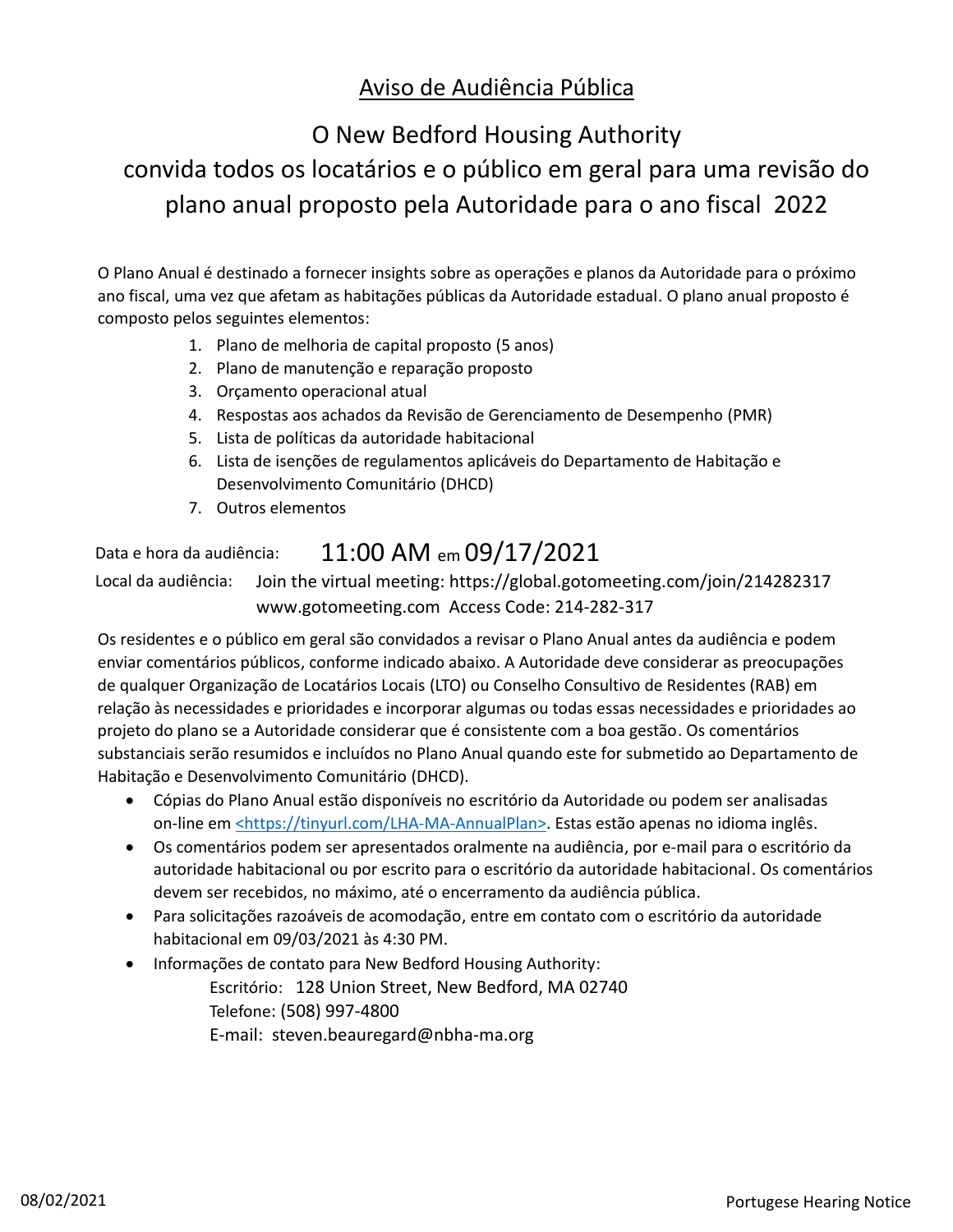# Aviso de Audiência Pública

## O New Bedford Housing Authority convida todos os locatários e o público em geral para uma revisão do plano anual proposto pela Autoridade para o ano fiscal 2022

O Plano Anual é destinado a fornecer insights sobre as operações e planos da Autoridade para o próximo ano fiscal, uma vez que afetam as habitações públicas da Autoridade estadual. O plano anual proposto é composto pelos seguintes elementos:

1. Plano de melhoria de capital proposto (5 anos)
2. Plano de manutenção e reparação proposto
3. Orçamento operacional atual
4. Respostas aos achados da Revisão de Gerenciamento de Desempenho (PMR)
5. Lista de políticas da autoridade habitacional
6. Lista de isenções de regulamentos aplicáveis do Departamento de Habitação e Desenvolvimento Comunitário (DHCD)
7. Outros elementos

Data e hora da audiência: **11:00 AM** em **09/17/2021**

Local da audiência: Join the virtual meeting: https://global.gotomeeting.com/join/214282317 www.gotomeeting.com Access Code: 214-282-317

Os residentes e o público em geral são convidados a revisar o Plano Anual antes da audiência e podem enviar comentários públicos, conforme indicado abaixo. A Autoridade deve considerar as preocupações de qualquer Organização de Locatários Locais (LTO) ou Conselho Consultivo de Residentes (RAB) em relação às necessidades e prioridades e incorporar algumas ou todas essas necessidades e prioridades ao projeto do plano se a Autoridade considerar que é consistente com a boa gestão. Os comentários substanciais serão resumidos e incluídos no Plano Anual quando este for submetido ao Departamento de Habitação e Desenvolvimento Comunitário (DHCD).

- Cópias do Plano Anual estão disponíveis no escritório da Autoridade ou podem ser analisadas on-line em <https://tinyurl.com/LHA-MA-AnnualPlan>. Estas estão apenas no idioma inglês.
- Os comentários podem ser apresentados oralmente na audiência, por e-mail para o escritório da autoridade habitacional ou por escrito para o escritório da autoridade habitacional. Os comentários devem ser recebidos, no máximo, até o encerramento da audiência pública.
- Para solicitações razoáveis de acomodação, entre em contato com o escritório da autoridade habitacional em 09/03/2021 às 4:30 PM.
- Informações de contato para New Bedford Housing Authority:
  - Escritório: 128 Union Street, New Bedford, MA 02740
  - Telefone: (508) 997-4800
  - E-mail: steven.beauregard@nbha-ma.org

08/02/2021 Portugese Hearing Notice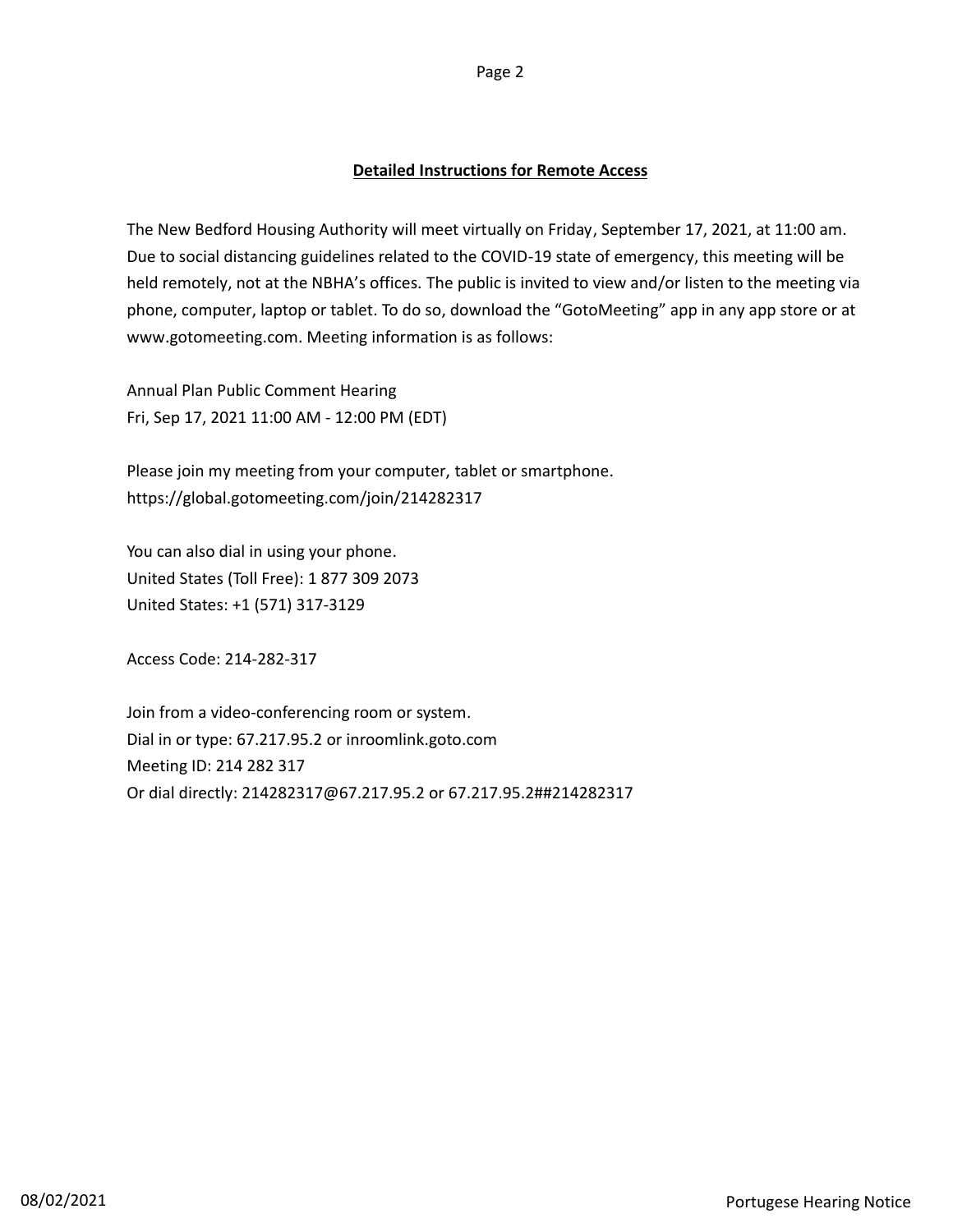## Detailed Instructions for Remote Access

The New Bedford Housing Authority will meet virtually on Friday, September 17, 2021, at 11:00 am. Due to social distancing guidelines related to the COVID-19 state of emergency, this meeting will be held remotely, not at the NBHA's offices. The public is invited to view and/or listen to the meeting via phone, computer, laptop or tablet. To do so, download the "GotoMeeting" app in any app store or at www.gotomeeting.com. Meeting information is as follows:

Annual Plan Public Comment Hearing
Fri, Sep 17, 2021 11:00 AM - 12:00 PM (EDT)

Please join my meeting from your computer, tablet or smartphone.
https://global.gotomeeting.com/join/214282317

You can also dial in using your phone.
United States (Toll Free): 1 877 309 2073
United States: +1 (571) 317-3129

Access Code: 214-282-317

Join from a video-conferencing room or system.
Dial in or type: 67.217.95.2 or inroomlink.goto.com
Meeting ID: 214 282 317
Or dial directly: 214282317@67.217.95.2 or 67.217.95.2##214282317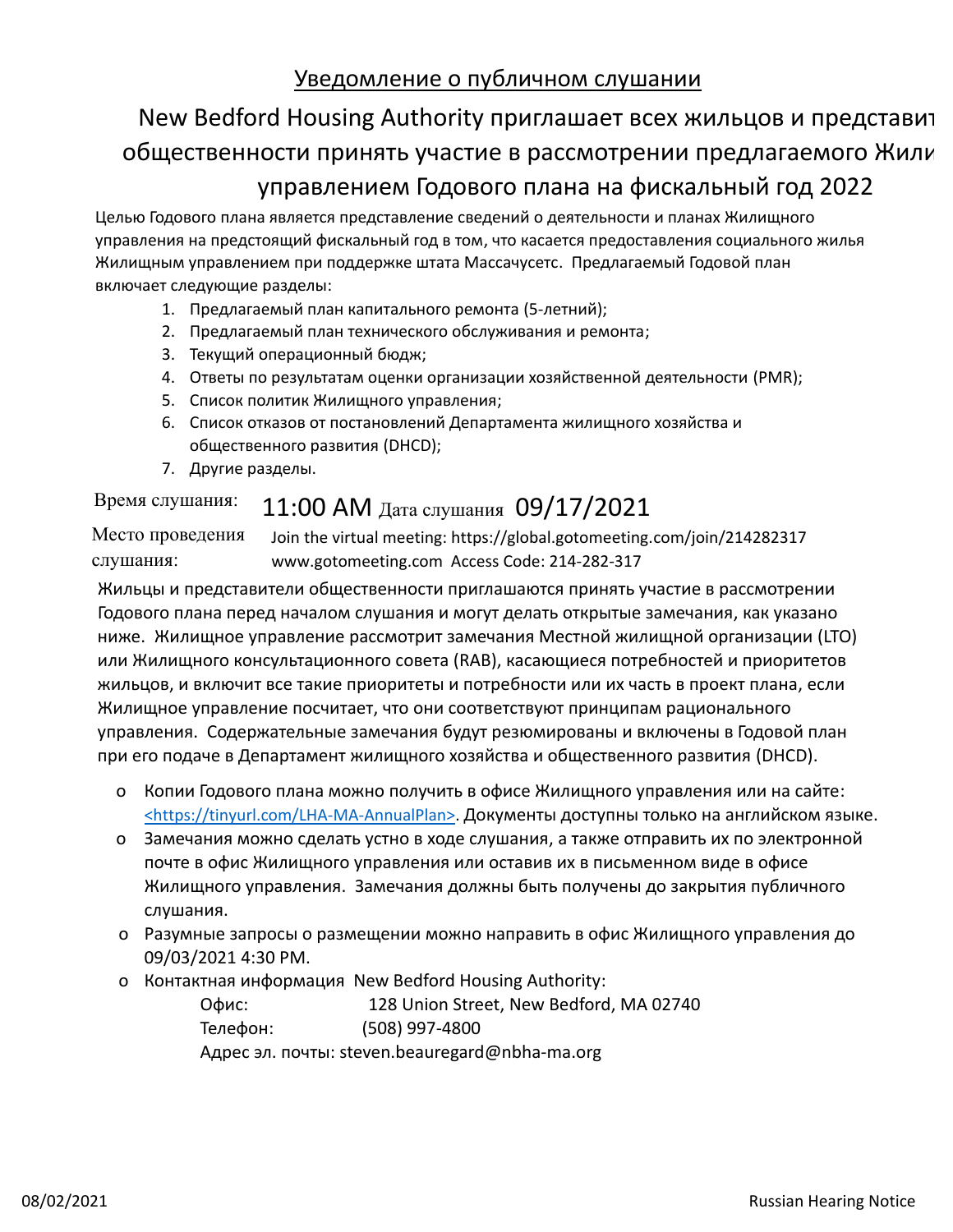# Уведомление о публичном слушании

## New Bedford Housing Authority приглашает всех жильцов и представит общественности принять участие в рассмотрении предлагаемого Жили управлением Годового плана на фискальный год 2022

Целью Годового плана является представление сведений о деятельности и планах Жилищного управления на предстоящий фискальный год в том, что касается предоставления социального жилья Жилищным управлением при поддержке штата Массачусетс. Предлагаемый Годовой план включает следующие разделы:

1. Предлагаемый план капитального ремонта (5-летний);
2. Предлагаемый план технического обслуживания и ремонта;
3. Текущий операционный бюдж;
4. Ответы по результатам оценки организации хозяйственной деятельности (PMR);
5. Список политик Жилищного управления;
6. Список отказов от постановлений Департамента жилищного хозяйства и общественного развития (DHCD);
7. Другие разделы.

Время слушания: 11:00 AM Дата слушания 09/17/2021

Место проведения слушания: Join the virtual meeting: https://global.gotomeeting.com/join/214282317 www.gotomeeting.com Access Code: 214-282-317

Жильцы и представители общественности приглашаются принять участие в рассмотрении Годового плана перед началом слушания и могут делать открытые замечания, как указано ниже. Жилищное управление рассмотрит замечания Местной жилищной организации (LTO) или Жилищного консультационного совета (RAB), касающиеся потребностей и приоритетов жильцов, и включит все такие приоритеты и потребности или их часть в проект плана, если Жилищное управление посчитает, что они соответствуют принципам рационального управления. Содержательные замечания будут резюмированы и включены в Годовой план при его подаче в Департамент жилищного хозяйства и общественного развития (DHCD).

- Копии Годового плана можно получить в офисе Жилищного управления или на сайте: <https://tinyurl.com/LHA-MA-AnnualPlan>. Документы доступны только на английском языке.
- Замечания можно сделать устно в ходе слушания, а также отправить их по электронной почте в офис Жилищного управления или оставив их в письменном виде в офисе Жилищного управления. Замечания должны быть получены до закрытия публичного слушания.
- Разумные запросы о размещении можно направить в офис Жилищного управления до 09/03/2021 4:30 PM.
- Контактная информация New Bedford Housing Authority:
  - Офис: 128 Union Street, New Bedford, MA 02740
  - Телефон: (508) 997-4800
  - Адрес эл. почты: steven.beauregard@nbha-ma.org

08/02/2021 Russian Hearing Notice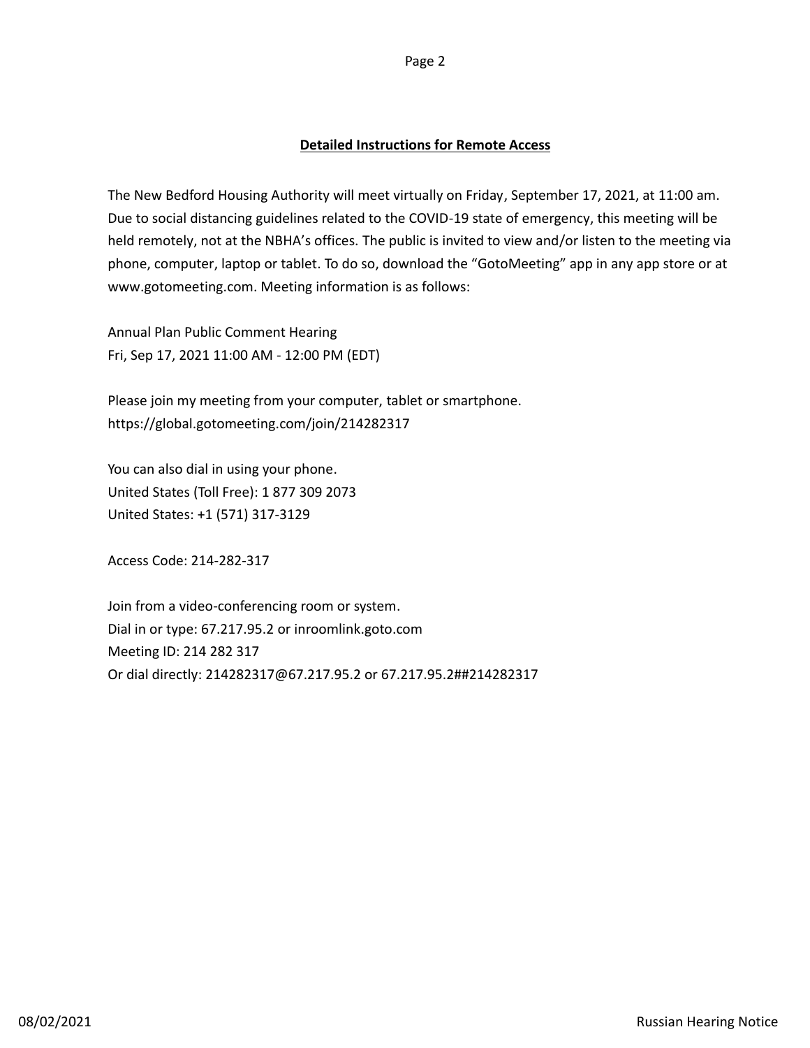## Detailed Instructions for Remote Access

The New Bedford Housing Authority will meet virtually on Friday, September 17, 2021, at 11:00 am. Due to social distancing guidelines related to the COVID-19 state of emergency, this meeting will be held remotely, not at the NBHA's offices. The public is invited to view and/or listen to the meeting via phone, computer, laptop or tablet. To do so, download the "GotoMeeting" app in any app store or at www.gotomeeting.com. Meeting information is as follows:

Annual Plan Public Comment Hearing
Fri, Sep 17, 2021 11:00 AM - 12:00 PM (EDT)

Please join my meeting from your computer, tablet or smartphone.
https://global.gotomeeting.com/join/214282317

You can also dial in using your phone.
United States (Toll Free): 1 877 309 2073
United States: +1 (571) 317-3129

Access Code: 214-282-317

Join from a video-conferencing room or system.
Dial in or type: 67.217.95.2 or inroomlink.goto.com
Meeting ID: 214 282 317
Or dial directly: 214282317@67.217.95.2 or 67.217.95.2##214282317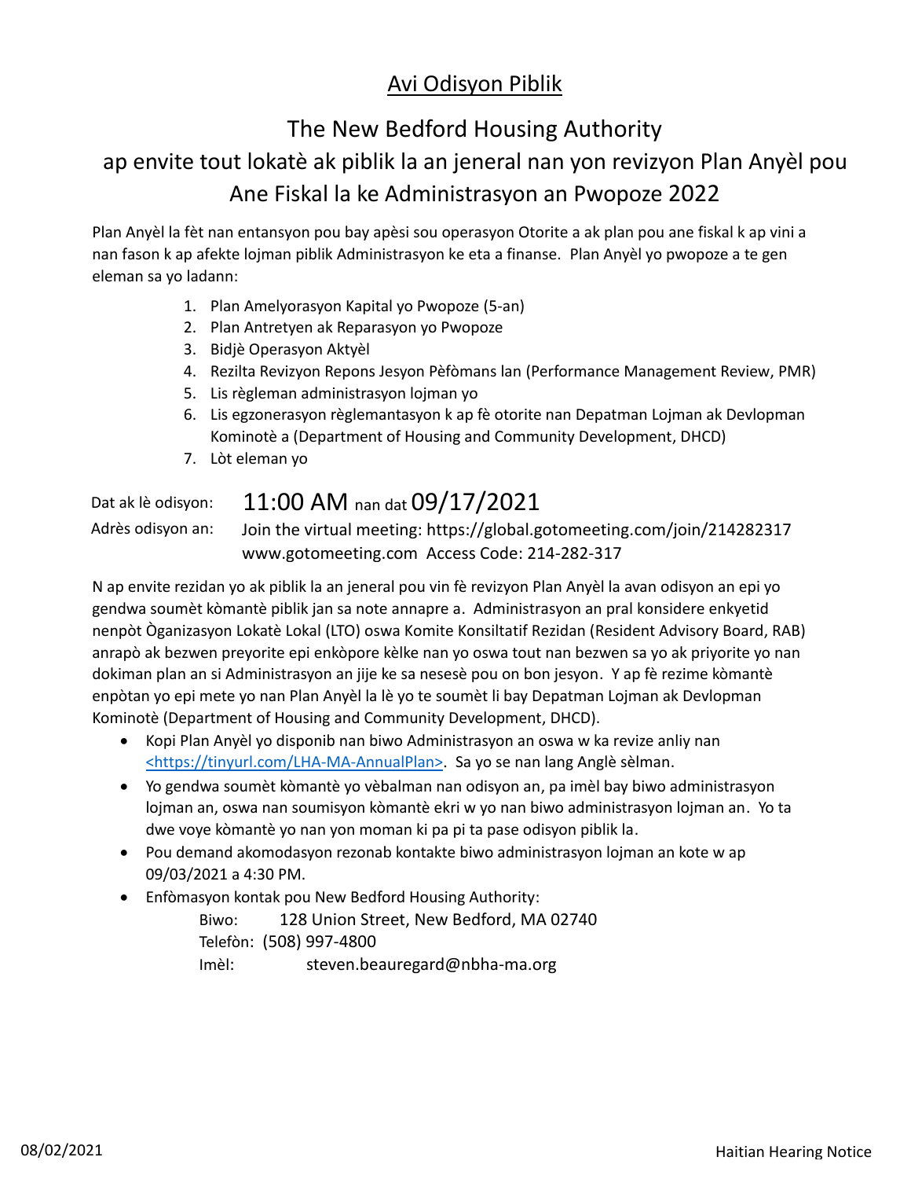# Avi Odisyon Piblik

## The New Bedford Housing Authority

## ap envite tout lokatè ak piblik la an jeneral nan yon revizyon Plan Anyèl pou Ane Fiskal la ke Administrasyon an Pwopoze 2022

Plan Anyèl la fèt nan entansyon pou bay apèsi sou operasyon Otorite a ak plan pou ane fiskal k ap vini a nan fason k ap afekte lojman piblik Administrasyon ke eta a finanse. Plan Anyèl yo pwopoze a te gen eleman sa yo ladann:

1. Plan Amelyorasyon Kapital yo Pwopoze (5-an)
2. Plan Antretyen ak Reparasyon yo Pwopoze
3. Bidjè Operasyon Aktyèl
4. Rezilta Revizyon Repons Jesyon Pèfòmans lan (Performance Management Review, PMR)
5. Lis règleman administrasyon lojman yo
6. Lis egzonerasyon règlemantasyon k ap fè otorite nan Depatman Lojman ak Devlopman Kominotè a (Department of Housing and Community Development, DHCD)
7. Lòt eleman yo

Dat ak lè odisyon: **11:00 AM** nan dat **09/17/2021**

Adrès odisyon an: Join the virtual meeting: https://global.gotomeeting.com/join/214282317
www.gotomeeting.com Access Code: 214-282-317

N ap envite rezidan yo ak piblik la an jeneral pou vin fè revizyon Plan Anyèl la avan odisyon an epi yo gendwa soumèt kòmantè piblik jan sa note annapre a. Administrasyon an pral konsidere enkyetid nenpòt Òganizasyon Lokatè Lokal (LTO) oswa Komite Konsiltatif Rezidan (Resident Advisory Board, RAB) anrapò ak bezwen preyorite epi enkòpore kèlke nan yo oswa tout nan bezwen sa yo ak priyorite yo nan dokiman plan an si Administrasyon an jije ke sa nesesè pou on bon jesyon. Y ap fè rezime kòmantè enpòtan yo epi mete yo nan Plan Anyèl la lè yo te soumèt li bay Depatman Lojman ak Devlopman Kominotè (Department of Housing and Community Development, DHCD).

- Kopi Plan Anyèl yo disponib nan biwo Administrasyon an oswa w ka revize anliy nan <https://tinyurl.com/LHA-MA-AnnualPlan>. Sa yo se nan lang Anglè sèlman.
- Yo gendwa soumèt kòmantè yo vèbalman nan odisyon an, pa imèl bay biwo administrasyon lojman an, oswa nan soumisyon kòmantè ekri w yo nan biwo administrasyon lojman an. Yo ta dwe voye kòmantè yo nan yon moman ki pa pi ta pase odisyon piblik la.
- Pou demand akomodasyon rezonab kontakte biwo administrasyon lojman an kote w ap 09/03/2021 a 4:30 PM.
- Enfòmasyon kontak pou New Bedford Housing Authority:
  - Biwo: 128 Union Street, New Bedford, MA 02740
  - Telefòn: (508) 997-4800
  - Imèl: steven.beauregard@nbha-ma.org

08/02/2021 Haitian Hearing Notice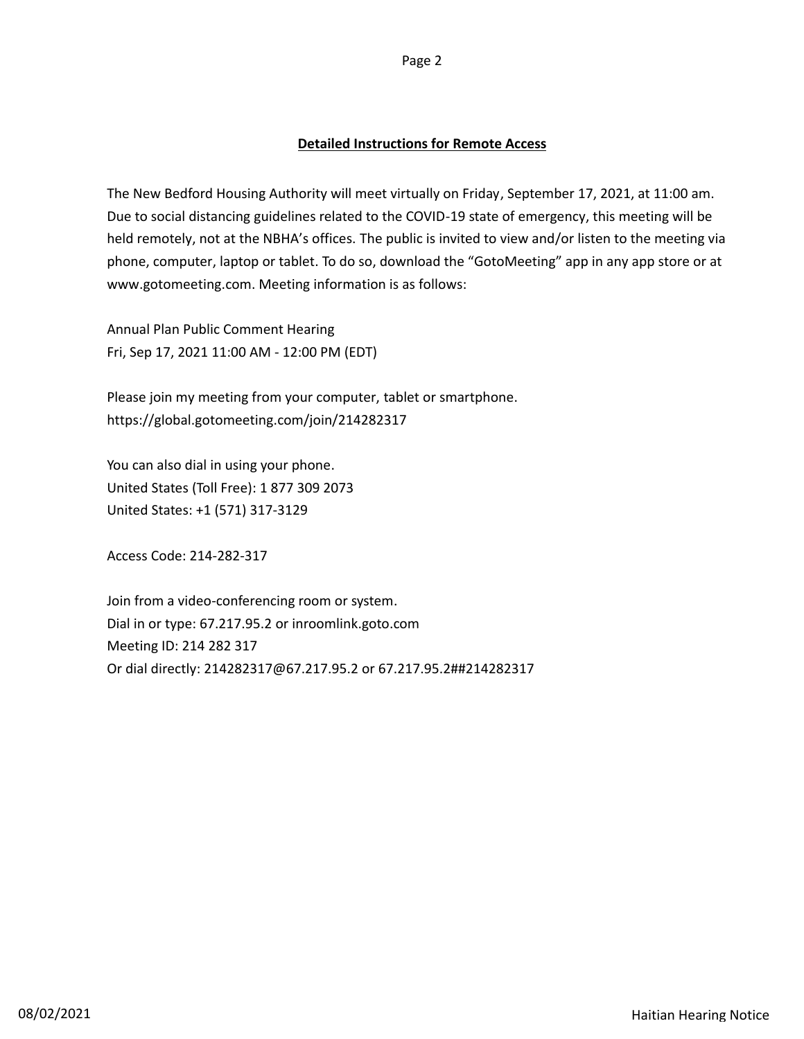## Detailed Instructions for Remote Access

The New Bedford Housing Authority will meet virtually on Friday, September 17, 2021, at 11:00 am. Due to social distancing guidelines related to the COVID-19 state of emergency, this meeting will be held remotely, not at the NBHA's offices. The public is invited to view and/or listen to the meeting via phone, computer, laptop or tablet. To do so, download the "GotoMeeting" app in any app store or at www.gotomeeting.com. Meeting information is as follows:

Annual Plan Public Comment Hearing
Fri, Sep 17, 2021 11:00 AM - 12:00 PM (EDT)

Please join my meeting from your computer, tablet or smartphone.
https://global.gotomeeting.com/join/214282317

You can also dial in using your phone.
United States (Toll Free): 1 877 309 2073
United States: +1 (571) 317-3129

Access Code: 214-282-317

Join from a video-conferencing room or system.
Dial in or type: 67.217.95.2 or inroomlink.goto.com
Meeting ID: 214 282 317
Or dial directly: 214282317@67.217.95.2 or 67.217.95.2##214282317